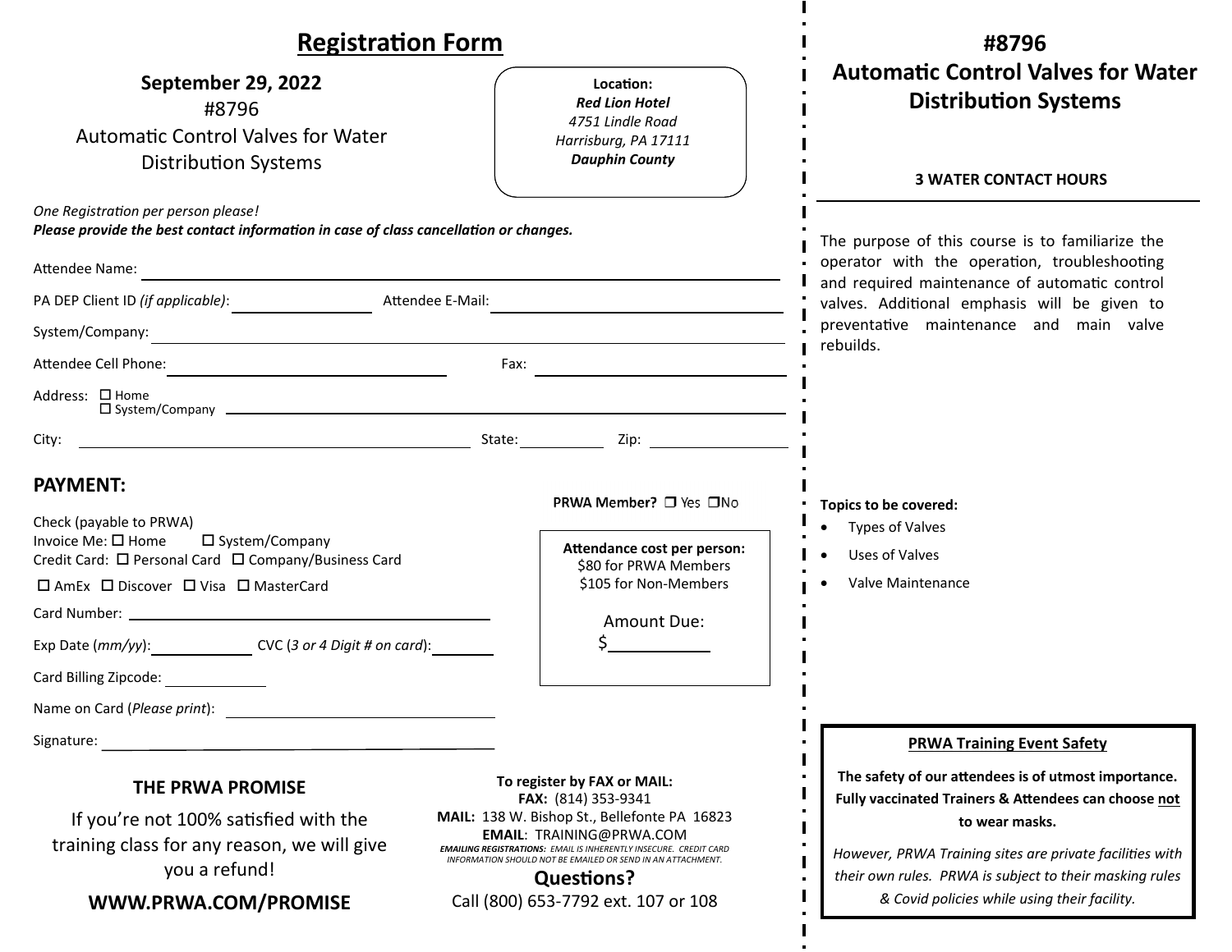# Registration Form

**September 29, 2022**

#8796

Automatic Control Valves for Water Distribution Systems

**Location:**
***Red Lion Hotel***
*4751 Lindle Road*
*Harrisburg, PA 17111*
***Dauphin County***

*One Registration per person please!*
***Please provide the best contact information in case of class cancellation or changes.***

Attendee Name: ______________________________

PA DEP Client ID *(if applicable)*: ______________ Attendee E-Mail: ______________________________

System/Company: ______________________________

Attendee Cell Phone: ______________________________ Fax: ______________________________

Address: ☐ Home ☐ System/Company ______________________________

City: ______________________________ State: __________ Zip: __________

## PAYMENT:

PRWA Member? ☐ Yes ☐No

Check (payable to PRWA)
Invoice Me: ☐ Home ☐ System/Company
Credit Card: ☐ Personal Card ☐ Company/Business Card

☐ AmEx ☐ Discover ☐ Visa ☐ MasterCard

Card Number: ______________________________

Exp Date (*mm/yy*): __________ CVC (*3 or 4 Digit # on card*): __________

Card Billing Zipcode: __________

Name on Card (*Please print*): ______________________________

Signature: ______________________________

**Attendance cost per person:**
$80 for PRWA Members
$105 for Non-Members

Amount Due:
$__________

### THE PRWA PROMISE

If you're not 100% satisfied with the training class for any reason, we will give you a refund!

**WWW.PRWA.COM/PROMISE**

**To register by FAX or MAIL:**
**FAX:** (814) 353-9341
**MAIL:** 138 W. Bishop St., Bellefonte PA 16823
**EMAIL**: TRAINING@PRWA.COM
***EMAILING REGISTRATIONS:*** *EMAIL IS INHERENTLY INSECURE. CREDIT CARD INFORMATION SHOULD NOT BE EMAILED OR SEND IN AN ATTACHMENT.*

**Questions?**
Call (800) 653-7792 ext. 107 or 108

# #8796 Automatic Control Valves for Water Distribution Systems

**3 WATER CONTACT HOURS**

The purpose of this course is to familiarize the operator with the operation, troubleshooting and required maintenance of automatic control valves. Additional emphasis will be given to preventative maintenance and main valve rebuilds.

**Topics to be covered:**

- Types of Valves
- Uses of Valves
- Valve Maintenance

**PRWA Training Event Safety**

**The safety of our attendees is of utmost importance. Fully vaccinated Trainers & Attendees can choose not to wear masks.**

*However, PRWA Training sites are private facilities with their own rules. PRWA is subject to their masking rules & Covid policies while using their facility.*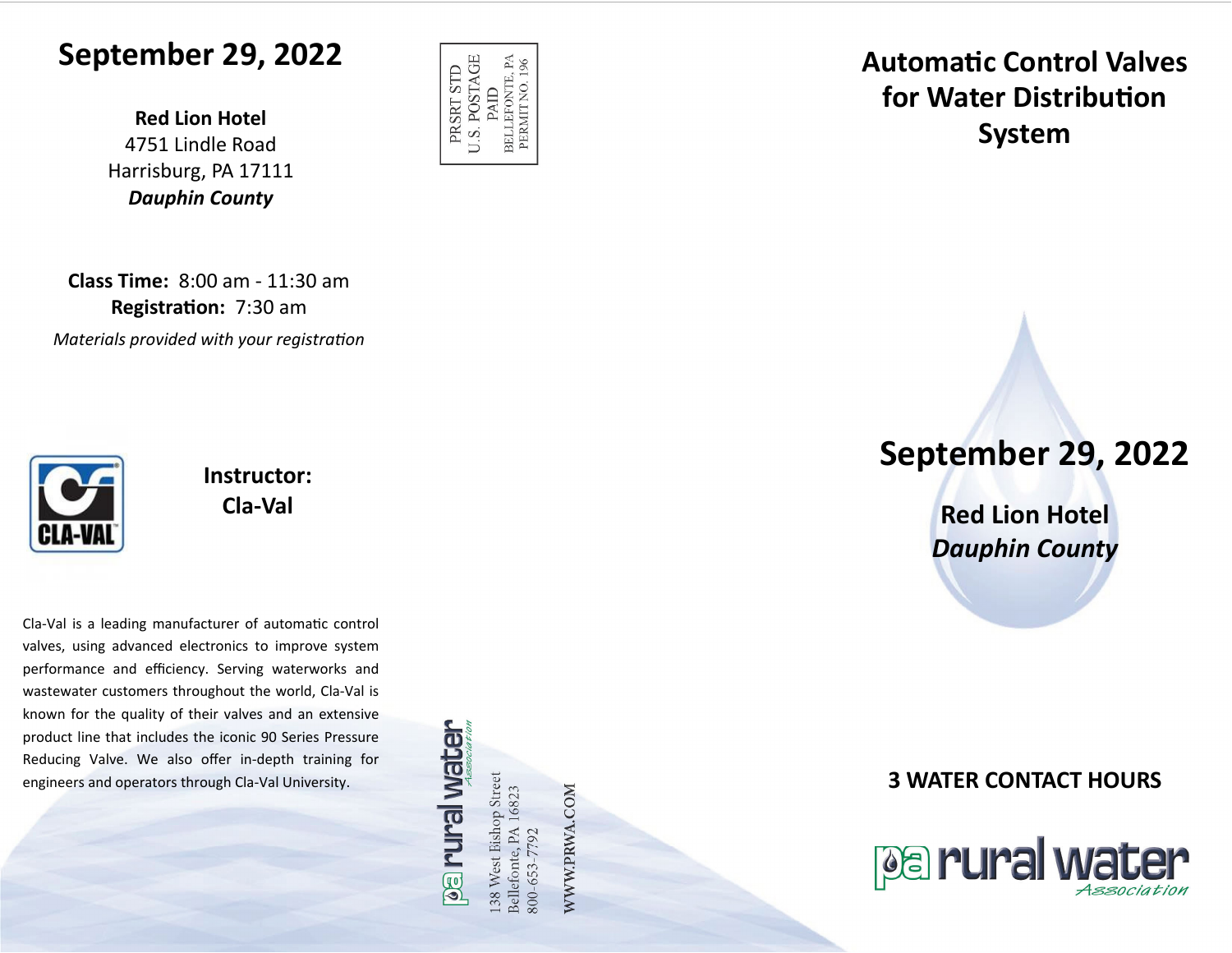# September 29, 2022

**Red Lion Hotel**
4751 Lindle Road
Harrisburg, PA 17111
***Dauphin County***

**Class Time:** 8:00 am - 11:30 am
**Registration:** 7:30 am
*Materials provided with your registration*

**Instructor:**
**Cla-Val**

Cla-Val is a leading manufacturer of automatic control valves, using advanced electronics to improve system performance and efficiency. Serving waterworks and wastewater customers throughout the world, Cla-Val is known for the quality of their valves and an extensive product line that includes the iconic 90 Series Pressure Reducing Valve. We also offer in-depth training for engineers and operators through Cla-Val University.

PRSRT STD
U.S. POSTAGE
PAID
BELLEFONTE, PA
PERMIT NO. 196

pa rural water Association
138 West Bishop Street
Bellefonte, PA 16823
800-653-7792

WWW.PRWA.COM

# Automatic Control Valves for Water Distribution System

## September 29, 2022

**Red Lion Hotel**
***Dauphin County***

**3 WATER CONTACT HOURS**

pa rural water Association